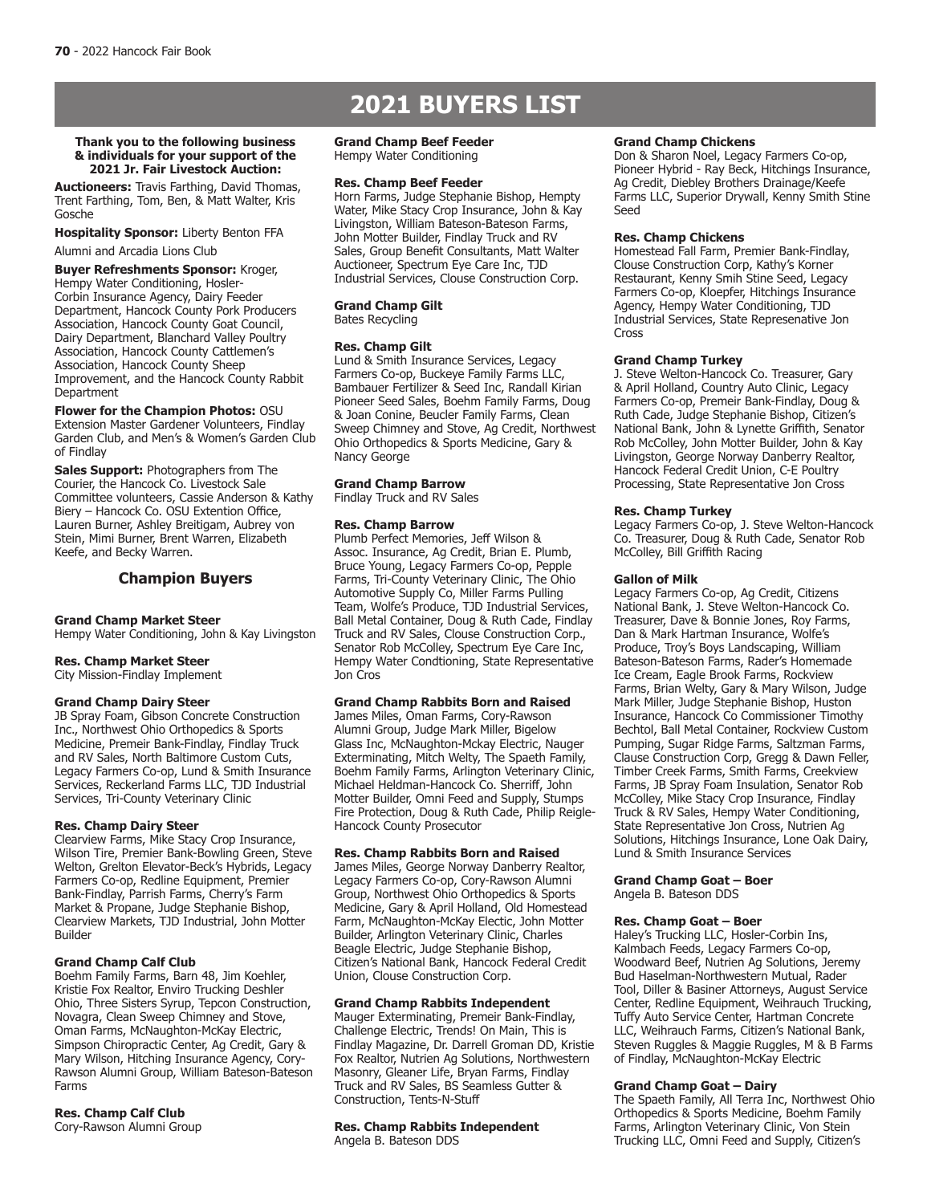# 2021 BUYERS LIST

**Thank you to the following business & individuals for your support of the 2021 Jr. Fair Livestock Auction:**

**Auctioneers:** Travis Farthing, David Thomas, Trent Farthing, Tom, Ben, & Matt Walter, Kris Gosche

**Hospitality Sponsor:** Liberty Benton FFA

Alumni and Arcadia Lions Club

**Buyer Refreshments Sponsor:** Kroger, Hempy Water Conditioning, Hosler-Corbin Insurance Agency, Dairy Feeder Department, Hancock County Pork Producers Association, Hancock County Goat Council, Dairy Department, Blanchard Valley Poultry Association, Hancock County Cattlemen's Association, Hancock County Sheep Improvement, and the Hancock County Rabbit Department

**Flower for the Champion Photos:** OSU Extension Master Gardener Volunteers, Findlay Garden Club, and Men's & Women's Garden Club of Findlay

**Sales Support:** Photographers from The Courier, the Hancock Co. Livestock Sale Committee volunteers, Cassie Anderson & Kathy Biery – Hancock Co. OSU Extention Office, Lauren Burner, Ashley Breitigam, Aubrey von Stein, Mimi Burner, Brent Warren, Elizabeth Keefe, and Becky Warren.

## Champion Buyers

**Grand Champ Market Steer**
Hempy Water Conditioning, John & Kay Livingston

**Res. Champ Market Steer**
City Mission-Findlay Implement

**Grand Champ Dairy Steer**
JB Spray Foam, Gibson Concrete Construction Inc., Northwest Ohio Orthopedics & Sports Medicine, Premeir Bank-Findlay, Findlay Truck and RV Sales, North Baltimore Custom Cuts, Legacy Farmers Co-op, Lund & Smith Insurance Services, Reckerland Farms LLC, TJD Industrial Services, Tri-County Veterinary Clinic

**Res. Champ Dairy Steer**
Clearview Farms, Mike Stacy Crop Insurance, Wilson Tire, Premier Bank-Bowling Green, Steve Welton, Grelton Elevator-Beck's Hybrids, Legacy Farmers Co-op, Redline Equipment, Premier Bank-Findlay, Parrish Farms, Cherry's Farm Market & Propane, Judge Stephanie Bishop, Clearview Markets, TJD Industrial, John Motter Builder

**Grand Champ Calf Club**
Boehm Family Farms, Barn 48, Jim Koehler, Kristie Fox Realtor, Enviro Trucking Deshler Ohio, Three Sisters Syrup, Tepcon Construction, Novagra, Clean Sweep Chimney and Stove, Oman Farms, McNaughton-McKay Electric, Simpson Chiropractic Center, Ag Credit, Gary & Mary Wilson, Hitching Insurance Agency, Cory-Rawson Alumni Group, William Bateson-Bateson Farms

**Res. Champ Calf Club**
Cory-Rawson Alumni Group

**Grand Champ Beef Feeder**
Hempy Water Conditioning

**Res. Champ Beef Feeder**
Horn Farms, Judge Stephanie Bishop, Hempty Water, Mike Stacy Crop Insurance, John & Kay Livingston, William Bateson-Bateson Farms, John Motter Builder, Findlay Truck and RV Sales, Group Benefit Consultants, Matt Walter Auctioneer, Spectrum Eye Care Inc, TJD Industrial Services, Clouse Construction Corp.

**Grand Champ Gilt**
Bates Recycling

**Res. Champ Gilt**
Lund & Smith Insurance Services, Legacy Farmers Co-op, Buckeye Family Farms LLC, Bambauer Fertilizer & Seed Inc, Randall Kirian Pioneer Seed Sales, Boehm Family Farms, Doug & Joan Conine, Beucler Family Farms, Clean Sweep Chimney and Stove, Ag Credit, Northwest Ohio Orthopedics & Sports Medicine, Gary & Nancy George

**Grand Champ Barrow**
Findlay Truck and RV Sales

**Res. Champ Barrow**
Plumb Perfect Memories, Jeff Wilson & Assoc. Insurance, Ag Credit, Brian E. Plumb, Bruce Young, Legacy Farmers Co-op, Pepple Farms, Tri-County Veterinary Clinic, The Ohio Automotive Supply Co, Miller Farms Pulling Team, Wolfe's Produce, TJD Industrial Services, Ball Metal Container, Doug & Ruth Cade, Findlay Truck and RV Sales, Clouse Construction Corp., Senator Rob McColley, Spectrum Eye Care Inc, Hempy Water Condtioning, State Representative Jon Cros

**Grand Champ Rabbits Born and Raised**
James Miles, Oman Farms, Cory-Rawson Alumni Group, Judge Mark Miller, Bigelow Glass Inc, McNaughton-Mckay Electric, Nauger Exterminating, Mitch Welty, The Spaeth Family, Boehm Family Farms, Arlington Veterinary Clinic, Michael Heldman-Hancock Co. Sherriff, John Motter Builder, Omni Feed and Supply, Stumps Fire Protection, Doug & Ruth Cade, Philip Reigle-Hancock County Prosecutor

**Res. Champ Rabbits Born and Raised**
James Miles, George Norway Danberry Realtor, Legacy Farmers Co-op, Cory-Rawson Alumni Group, Northwest Ohio Orthopedics & Sports Medicine, Gary & April Holland, Old Homestead Farm, McNaughton-McKay Electic, John Motter Builder, Arlington Veterinary Clinic, Charles Beagle Electric, Judge Stephanie Bishop, Citizen's National Bank, Hancock Federal Credit Union, Clouse Construction Corp.

**Grand Champ Rabbits Independent**
Mauger Exterminating, Premeir Bank-Findlay, Challenge Electric, Trends! On Main, This is Findlay Magazine, Dr. Darrell Groman DD, Kristie Fox Realtor, Nutrien Ag Solutions, Northwestern Masonry, Gleaner Life, Bryan Farms, Findlay Truck and RV Sales, BS Seamless Gutter & Construction, Tents-N-Stuff

**Res. Champ Rabbits Independent**
Angela B. Bateson DDS

**Grand Champ Chickens**
Don & Sharon Noel, Legacy Farmers Co-op, Pioneer Hybrid - Ray Beck, Hitchings Insurance, Ag Credit, Diebley Brothers Drainage/Keefe Farms LLC, Superior Drywall, Kenny Smith Stine Seed

**Res. Champ Chickens**
Homestead Fall Farm, Premier Bank-Findlay, Clouse Construction Corp, Kathy's Korner Restaurant, Kenny Smih Stine Seed, Legacy Farmers Co-op, Kloepfer, Hitchings Insurance Agency, Hempy Water Conditioning, TJD Industrial Services, State Represenative Jon Cross

**Grand Champ Turkey**
J. Steve Welton-Hancock Co. Treasurer, Gary & April Holland, Country Auto Clinic, Legacy Farmers Co-op, Premeir Bank-Findlay, Doug & Ruth Cade, Judge Stephanie Bishop, Citizen's National Bank, John & Lynette Griffith, Senator Rob McColley, John Motter Builder, John & Kay Livingston, George Norway Danberry Realtor, Hancock Federal Credit Union, C-E Poultry Processing, State Representative Jon Cross

**Res. Champ Turkey**
Legacy Farmers Co-op, J. Steve Welton-Hancock Co. Treasurer, Doug & Ruth Cade, Senator Rob McColley, Bill Griffith Racing

**Gallon of Milk**
Legacy Farmers Co-op, Ag Credit, Citizens National Bank, J. Steve Welton-Hancock Co. Treasurer, Dave & Bonnie Jones, Roy Farms, Dan & Mark Hartman Insurance, Wolfe's Produce, Troy's Boys Landscaping, William Bateson-Bateson Farms, Rader's Homemade Ice Cream, Eagle Brook Farms, Rockview Farms, Brian Welty, Gary & Mary Wilson, Judge Mark Miller, Judge Stephanie Bishop, Huston Insurance, Hancock Co Commissioner Timothy Bechtol, Ball Metal Container, Rockview Custom Pumping, Sugar Ridge Farms, Saltzman Farms, Clause Construction Corp, Gregg & Dawn Feller, Timber Creek Farms, Smith Farms, Creekview Farms, JB Spray Foam Insulation, Senator Rob McColley, Mike Stacy Crop Insurance, Findlay Truck & RV Sales, Hempy Water Conditioning, State Representative Jon Cross, Nutrien Ag Solutions, Hitchings Insurance, Lone Oak Dairy, Lund & Smith Insurance Services

**Grand Champ Goat – Boer**
Angela B. Bateson DDS

**Res. Champ Goat – Boer**
Haley's Trucking LLC, Hosler-Corbin Ins, Kalmbach Feeds, Legacy Farmers Co-op, Woodward Beef, Nutrien Ag Solutions, Jeremy Bud Haselman-Northwestern Mutual, Rader Tool, Diller & Basiner Attorneys, August Service Center, Redline Equipment, Weihrauch Trucking, Tuffy Auto Service Center, Hartman Concrete LLC, Weihrauch Farms, Citizen's National Bank, Steven Ruggles & Maggie Ruggles, M & B Farms of Findlay, McNaughton-McKay Electric

**Grand Champ Goat – Dairy**
The Spaeth Family, All Terra Inc, Northwest Ohio Orthopedics & Sports Medicine, Boehm Family Farms, Arlington Veterinary Clinic, Von Stein Trucking LLC, Omni Feed and Supply, Citizen's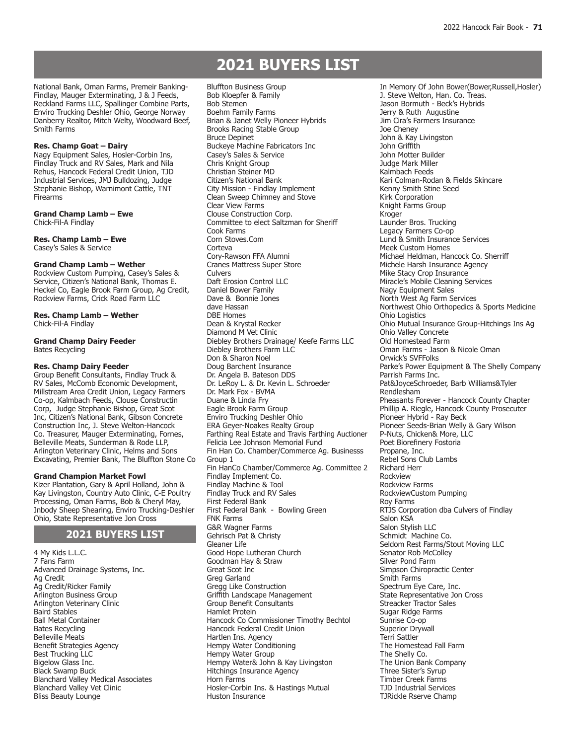# 2021 BUYERS LIST

National Bank, Oman Farms, Premeir Banking-Findlay, Mauger Exterminating, J & J Feeds, Reckland Farms LLC, Spallinger Combine Parts, Enviro Trucking Deshler Ohio, George Norway Danberry Realtor, Mitch Welty, Woodward Beef, Smith Farms

**Res. Champ Goat – Dairy**
Nagy Equipment Sales, Hosler-Corbin Ins, Findlay Truck and RV Sales, Mark and Nila Rehus, Hancock Federal Credit Union, TJD Industrial Services, JMJ Bulldozing, Judge Stephanie Bishop, Warnimont Cattle, TNT Firearms

**Grand Champ Lamb – Ewe**
Chick-Fil-A Findlay

**Res. Champ Lamb – Ewe**
Casey's Sales & Service

**Grand Champ Lamb – Wether**
Rockview Custom Pumping, Casey's Sales & Service, Citizen's National Bank, Thomas E. Heckel Co, Eagle Brook Farm Group, Ag Credit, Rockview Farms, Crick Road Farm LLC

**Res. Champ Lamb – Wether**
Chick-Fil-A Findlay

**Grand Champ Dairy Feeder**
Bates Recycling

**Res. Champ Dairy Feeder**
Group Benefit Consultants, Findlay Truck & RV Sales, McComb Economic Development, Millstream Area Credit Union, Legacy Farmers Co-op, Kalmbach Feeds, Clouse Constructin Corp, Judge Stephanie Bishop, Great Scot Inc, Citizen's National Bank, Gibson Concrete Construction Inc, J. Steve Welton-Hancock Co. Treasurer, Mauger Exterminating, Fornes, Belleville Meats, Sunderman & Rode LLP, Arlington Veterinary Clinic, Helms and Sons Excavating, Premier Bank, The Bluffton Stone Co

**Grand Champion Market Fowl**
Kizer Plantation, Gary & April Holland, John & Kay Livingston, Country Auto Clinic, C-E Poultry Processing, Oman Farms, Bob & Cheryl May, Inbody Sheep Shearing, Enviro Trucking-Deshler Ohio, State Representative Jon Cross

## 2021 BUYERS LIST

4 My Kids L.L.C.
7 Fans Farm
Advanced Drainage Systems, Inc.
Ag Credit
Ag Credit/Ricker Family
Arlington Business Group
Arlington Veterinary Clinic
Baird Stables
Ball Metal Container
Bates Recycling
Belleville Meats
Benefit Strategies Agency
Best Trucking LLC
Bigelow Glass Inc.
Black Swamp Buck
Blanchard Valley Medical Associates
Blanchard Valley Vet Clinic
Bliss Beauty Lounge
Bluffton Business Group
Bob Kloepfer & Family
Bob Stemen
Boehm Family Farms
Brian & Janet Welly Pioneer Hybrids
Brooks Racing Stable Group
Bruce Depinet
Buckeye Machine Fabricators Inc
Casey's Sales & Service
Chris Knight Group
Christian Steiner MD
Citizen's National Bank
City Mission - Findlay Implement
Clean Sweep Chimney and Stove
Clear View Farms
Clouse Construction Corp.
Committee to elect Saltzman for Sheriff
Cook Farms
Corn Stoves.Com
Corteva
Cory-Rawson FFA Alumni
Cranes Mattress Super Store
Culvers
Daft Erosion Control LLC
Daniel Bower Family
Dave & Bonnie Jones
dave Hassan
DBE Homes
Dean & Krystal Recker
Diamond M Vet Clinic
Diebley Brothers Drainage/ Keefe Farms LLC
Diebley Brothers Farm LLC
Don & Sharon Noel
Doug Barchent Insurance
Dr. Angela B. Bateson DDS
Dr. LeRoy L. & Dr. Kevin L. Schroeder
Dr. Mark Fox - BVMA
Duane & Linda Fry
Eagle Brook Farm Group
Enviro Trucking Deshler Ohio
ERA Geyer-Noakes Realty Group
Farthing Real Estate and Travis Farthing Auctioner
Felicia Lee Johnson Memorial Fund
Fin Han Co. Chamber/Commerce Ag. Businesss Group 1
Fin HanCo Chamber/Commerce Ag. Committee 2
Findlay Implement Co.
Findlay Machine & Tool
Findlay Truck and RV Sales
First Federal Bank
First Federal Bank - Bowling Green
FNK Farms
G&R Wagner Farms
Gehrisch Pat & Christy
Gleaner Life
Good Hope Lutheran Church
Goodman Hay & Straw
Great Scot Inc
Greg Garland
Gregg Like Construction
Griffith Landscape Management
Group Benefit Consultants
Hamlet Protein
Hancock Co Commissioner Timothy Bechtol
Hancock Federal Credit Union
Hartlen Ins. Agency
Hempy Water Conditioning
Hempy Water Group
Hempy Water& John & Kay Livingston
Hitchings Insurance Agency
Horn Farms
Hosler-Corbin Ins. & Hastings Mutual
Huston Insurance
In Memory Of John Bower(Bower,Russell,Hosler)
J. Steve Welton, Han. Co. Treas.
Jason Bormuth - Beck's Hybrids
Jerry & Ruth Augustine
Jim Cira's Farmers Insurance
Joe Cheney
John & Kay Livingston
John Griffith
John Motter Builder
Judge Mark Miller
Kalmbach Feeds
Kari Colman-Rodan & Fields Skincare
Kenny Smith Stine Seed
Kirk Corporation
Knight Farms Group
Kroger
Launder Bros. Trucking
Legacy Farmers Co-op
Lund & Smith Insurance Services
Meek Custom Homes
Michael Heldman, Hancock Co. Sherriff
Michele Harsh Insurance Agency
Mike Stacy Crop Insurance
Miracle's Mobile Cleaning Services
Nagy Equipment Sales
North West Ag Farm Services
Northwest Ohio Orthopedics & Sports Medicine
Ohio Logistics
Ohio Mutual Insurance Group-Hitchings Ins Ag
Ohio Valley Concrete
Old Homestead Farm
Oman Farms - Jason & Nicole Oman
Orwick's SVFFolks
Parke's Power Equipment & The Shelly Company
Parrish Farms Inc.
Pat&JoyceSchroeder, Barb Williams&Tyler Rendlesham
Pheasants Forever - Hancock County Chapter
Phillip A. Riegle, Hancock County Prosecuter
Pioneer Hybrid - Ray Beck
Pioneer Seeds-Brian Welly & Gary Wilson
P-Nuts, Chicken& More, LLC
Poet Biorefinery Fostoria
Propane, Inc.
Rebel Sons Club Lambs
Richard Herr
Rockview
Rockview Farms
RockviewCustom Pumping
Roy Farms
RTJS Corporation dba Culvers of Findlay
Salon KSA
Salon Stylish LLC
Schmidt Machine Co.
Seldom Rest Farms/Stout Moving LLC
Senator Rob McColley
Silver Pond Farm
Simpson Chiropractic Center
Smith Farms
Spectrum Eye Care, Inc.
State Representative Jon Cross
Streacker Tractor Sales
Sugar Ridge Farms
Sunrise Co-op
Superior Drywall
Terri Sattler
The Homestead Fall Farm
The Shelly Co.
The Union Bank Company
Three Sister's Syrup
Timber Creek Farms
TJD Industrial Services
TJRickle Rserve Champ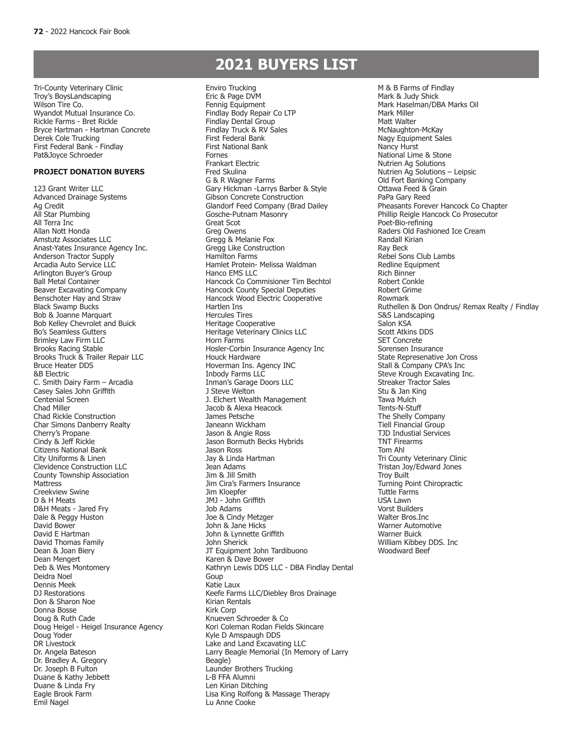# 2021 BUYERS LIST

Tri-County Veterinary Clinic
Troy's BoysLandscaping
Wilson Tire Co.
Wyandot Mutual Insurance Co.
Rickle Farms - Bret Rickle
Bryce Hartman - Hartman Concrete
Derek Cole Trucking
First Federal Bank - Findlay
Pat&Joyce Schroeder

**PROJECT DONATION BUYERS**

123 Grant Writer LLC
Advanced Drainage Systems
Ag Credit
All Star Plumbing
All Terra Inc
Allan Nott Honda
Amstutz Associates LLC
Anast-Yates Insurance Agency Inc.
Anderson Tractor Supply
Arcadia Auto Service LLC
Arlington Buyer's Group
Ball Metal Container
Beaver Excavating Company
Benschoter Hay and Straw
Black Swamp Bucks
Bob & Joanne Marquart
Bob Kelley Chevrolet and Buick
Bo's Seamless Gutters
Brimley Law Firm LLC
Brooks Racing Stable
Brooks Truck & Trailer Repair LLC
Bruce Heater DDS
&B Electric
C. Smith Dairy Farm – Arcadia
Casey Sales John Griffith
Centenial Screen
Chad Miller
Chad Rickle Construction
Char Simons Danberry Realty
Cherry's Propane
Cindy & Jeff Rickle
Citizens National Bank
City Uniforms & Linen
Clevidence Construction LLC
County Township Association
Mattress
Creekview Swine
D & H Meats
D&H Meats - Jared Fry
Dale & Peggy Huston
David Bower
David E Hartman
David Thomas Family
Dean & Joan Biery
Dean Mengert
Deb & Wes Montomery
Deidra Noel
Dennis Meek
DJ Restorations
Don & Sharon Noe
Donna Bosse
Doug & Ruth Cade
Doug Heigel - Heigel Insurance Agency
Doug Yoder
DR Livestock
Dr. Angela Bateson
Dr. Bradley A. Gregory
Dr. Joseph B Fulton
Duane & Kathy Jebbett
Duane & Linda Fry
Eagle Brook Farm
Emil Nagel
Enviro Trucking
Eric & Page DVM
Fennig Equipment
Findlay Body Repair Co LTP
Findlay Dental Group
Findlay Truck & RV Sales
First Federal Bank
First National Bank
Fornes
Frankart Electric
Fred Skulina
G & R Wagner Farms
Gary Hickman -Larrys Barber & Style
Gibson Concrete Construction
Glandorf Feed Company (Brad Dailey
Gosche-Putnam Masonry
Great Scot
Greg Owens
Gregg & Melanie Fox
Gregg Like Construction
Hamilton Farms
Hamlet Protein- Melissa Waldman
Hanco EMS LLC
Hancock Co Commisioner Tim Bechtol
Hancock County Special Deputies
Hancock Wood Electric Cooperative
Hartlen Ins
Hercules Tires
Heritage Cooperative
Heritage Veterinary Clinics LLC
Horn Farms
Hosler-Corbin Insurance Agency Inc
Houck Hardware
Hoverman Ins. Agency INC
Inbody Farms LLC
Inman's Garage Doors LLC
J Steve Welton
J. Elchert Wealth Management
Jacob & Alexa Heacock
James Petsche
Janeann Wickham
Jason & Angie Ross
Jason Bormuth Becks Hybrids
Jason Ross
Jay & Linda Hartman
Jean Adams
Jim & Jill Smith
Jim Cira's Farmers Insurance
Jim Kloepfer
JMJ - John Griffith
Job Adams
Joe & Cindy Metzger
John & Jane Hicks
John & Lynnette Griffith
John Sherick
JT Equipment John Tardibuono
Karen & Dave Bower
Kathryn Lewis DDS LLC - DBA Findlay Dental Goup
Katie Laux
Keefe Farms LLC/Diebley Bros Drainage
Kirian Rentals
Kirk Corp
Knueven Schroeder & Co
Kori Coleman Rodan Fields Skincare
Kyle D Amspaugh DDS
Lake and Land Excavating LLC
Larry Beagle Memorial (In Memory of Larry Beagle)
Launder Brothers Trucking
L-B FFA Alumni
Len Kirian Ditching
Lisa King Rolfong & Massage Therapy
Lu Anne Cooke
M & B Farms of Findlay
Mark & Judy Shick
Mark Haselman/DBA Marks Oil
Mark Miller
Matt Walter
McNaughton-McKay
Nagy Equipment Sales
Nancy Hurst
National Lime & Stone
Nutrien Ag Solutions
Nutrien Ag Solutions – Leipsic
Old Fort Banking Company
Ottawa Feed & Grain
PaPa Gary Reed
Pheasants Forever Hancock Co Chapter
Phillip Reigle Hancock Co Prosecutor
Poet-Bio-refining
Raders Old Fashioned Ice Cream
Randall Kirian
Ray Beck
Rebel Sons Club Lambs
Redline Equipment
Rich Binner
Robert Conkle
Robert Grime
Rowmark
Ruthellen & Don Ondrus/ Remax Realty / Findlay
S&S Landscaping
Salon KSA
Scott Atkins DDS
SET Concrete
Sorensen Insurance
State Represenative Jon Cross
Stall & Company CPA's Inc
Steve Krough Excavating Inc.
Streaker Tractor Sales
Stu & Jan King
Tawa Mulch
Tents-N-Stuff
The Shelly Company
Tiell Financial Group
TJD Industial Services
TNT Firearms
Tom Ahl
Tri County Veterinary Clinic
Tristan Joy/Edward Jones
Troy Built
Turning Point Chiropractic
Tuttle Farms
USA Lawn
Vorst Builders
Walter Bros.Inc
Warner Automotive
Warner Buick
William Kibbey DDS. Inc
Woodward Beef